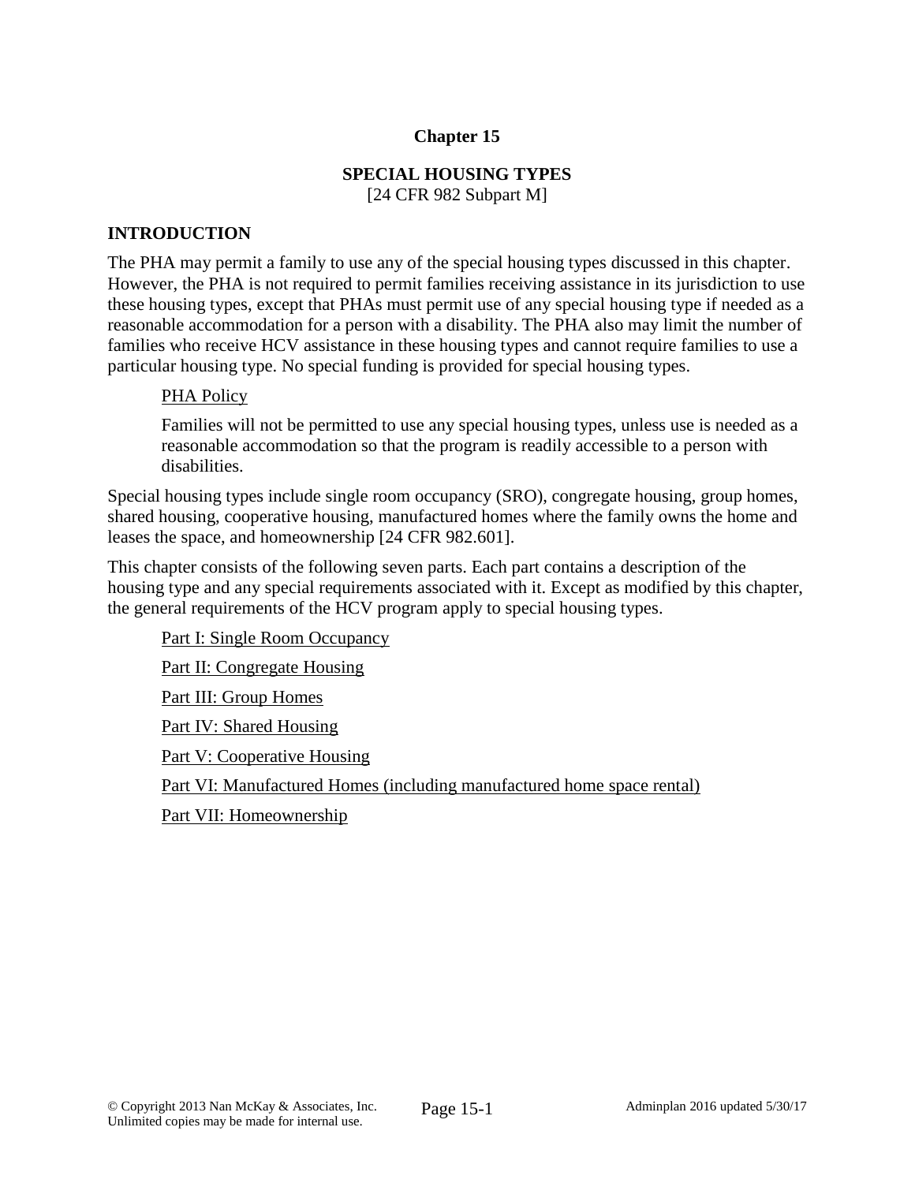# Chapter 15

## SPECIAL HOUSING TYPES

[24 CFR 982 Subpart M]

## INTRODUCTION

The PHA may permit a family to use any of the special housing types discussed in this chapter. However, the PHA is not required to permit families receiving assistance in its jurisdiction to use these housing types, except that PHAs must permit use of any special housing type if needed as a reasonable accommodation for a person with a disability. The PHA also may limit the number of families who receive HCV assistance in these housing types and cannot require families to use a particular housing type. No special funding is provided for special housing types.

> PHA Policy
>
> Families will not be permitted to use any special housing types, unless use is needed as a reasonable accommodation so that the program is readily accessible to a person with disabilities.

Special housing types include single room occupancy (SRO), congregate housing, group homes, shared housing, cooperative housing, manufactured homes where the family owns the home and leases the space, and homeownership [24 CFR 982.601].

This chapter consists of the following seven parts. Each part contains a description of the housing type and any special requirements associated with it. Except as modified by this chapter, the general requirements of the HCV program apply to special housing types.

- Part I: Single Room Occupancy
- Part II: Congregate Housing
- Part III: Group Homes
- Part IV: Shared Housing
- Part V: Cooperative Housing
- Part VI: Manufactured Homes (including manufactured home space rental)
- Part VII: Homeownership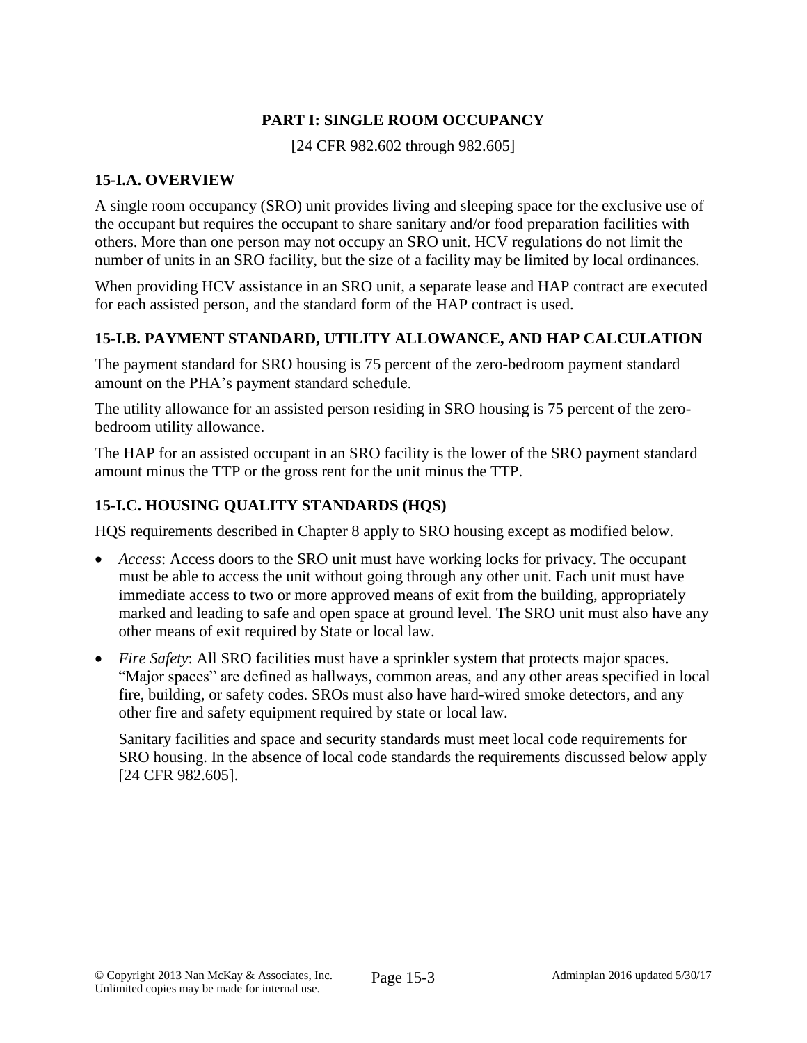# PART I: SINGLE ROOM OCCUPANCY

[24 CFR 982.602 through 982.605]

## 15-I.A. OVERVIEW

A single room occupancy (SRO) unit provides living and sleeping space for the exclusive use of the occupant but requires the occupant to share sanitary and/or food preparation facilities with others. More than one person may not occupy an SRO unit. HCV regulations do not limit the number of units in an SRO facility, but the size of a facility may be limited by local ordinances.

When providing HCV assistance in an SRO unit, a separate lease and HAP contract are executed for each assisted person, and the standard form of the HAP contract is used.

## 15-I.B. PAYMENT STANDARD, UTILITY ALLOWANCE, AND HAP CALCULATION

The payment standard for SRO housing is 75 percent of the zero-bedroom payment standard amount on the PHA's payment standard schedule.

The utility allowance for an assisted person residing in SRO housing is 75 percent of the zero-bedroom utility allowance.

The HAP for an assisted occupant in an SRO facility is the lower of the SRO payment standard amount minus the TTP or the gross rent for the unit minus the TTP.

## 15-I.C. HOUSING QUALITY STANDARDS (HQS)

HQS requirements described in Chapter 8 apply to SRO housing except as modified below.

- *Access*: Access doors to the SRO unit must have working locks for privacy. The occupant must be able to access the unit without going through any other unit. Each unit must have immediate access to two or more approved means of exit from the building, appropriately marked and leading to safe and open space at ground level. The SRO unit must also have any other means of exit required by State or local law.
- *Fire Safety*: All SRO facilities must have a sprinkler system that protects major spaces. "Major spaces" are defined as hallways, common areas, and any other areas specified in local fire, building, or safety codes. SROs must also have hard-wired smoke detectors, and any other fire and safety equipment required by state or local law.

  Sanitary facilities and space and security standards must meet local code requirements for SRO housing. In the absence of local code standards the requirements discussed below apply [24 CFR 982.605].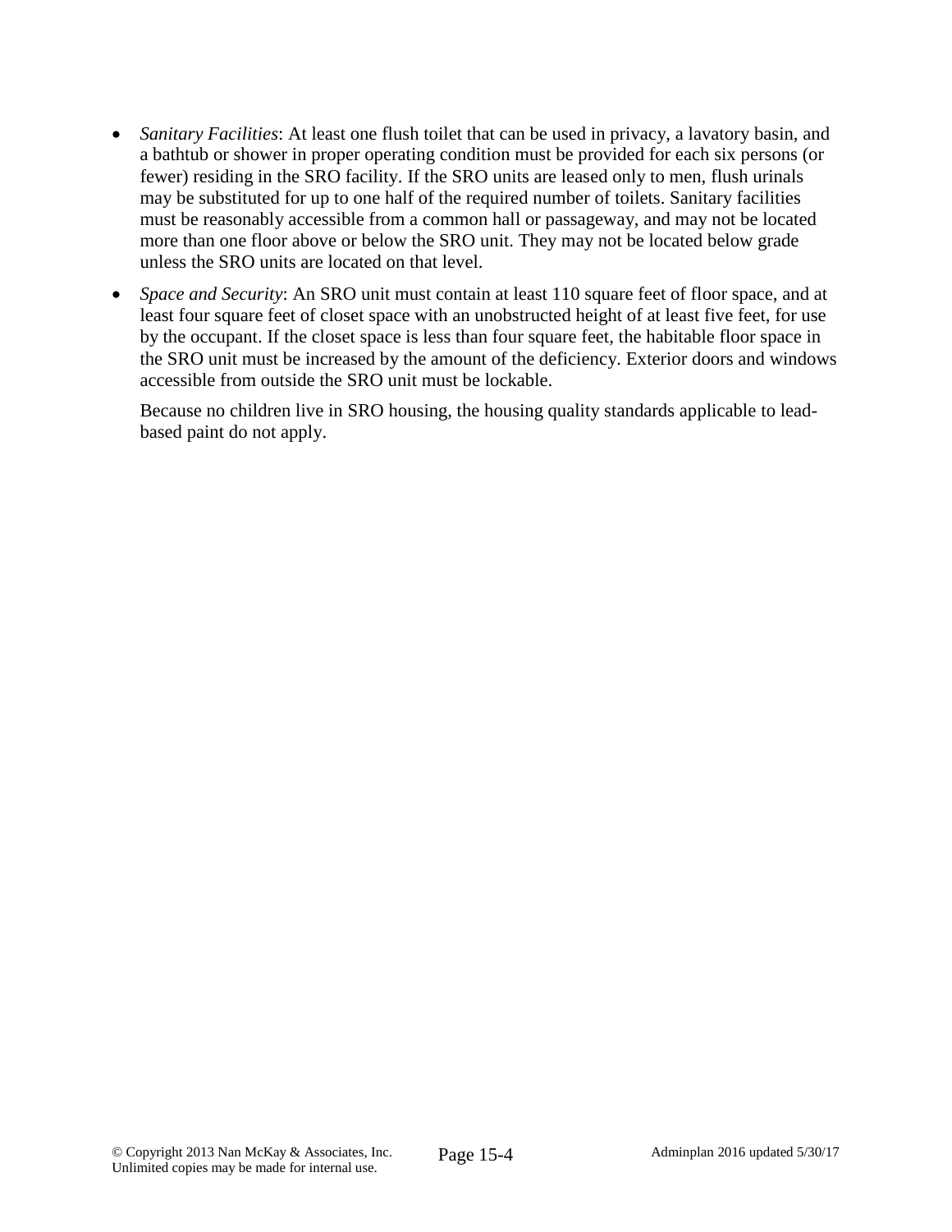- *Sanitary Facilities*: At least one flush toilet that can be used in privacy, a lavatory basin, and a bathtub or shower in proper operating condition must be provided for each six persons (or fewer) residing in the SRO facility. If the SRO units are leased only to men, flush urinals may be substituted for up to one half of the required number of toilets. Sanitary facilities must be reasonably accessible from a common hall or passageway, and may not be located more than one floor above or below the SRO unit. They may not be located below grade unless the SRO units are located on that level.

- *Space and Security*: An SRO unit must contain at least 110 square feet of floor space, and at least four square feet of closet space with an unobstructed height of at least five feet, for use by the occupant. If the closet space is less than four square feet, the habitable floor space in the SRO unit must be increased by the amount of the deficiency. Exterior doors and windows accessible from outside the SRO unit must be lockable.

  Because no children live in SRO housing, the housing quality standards applicable to lead-based paint do not apply.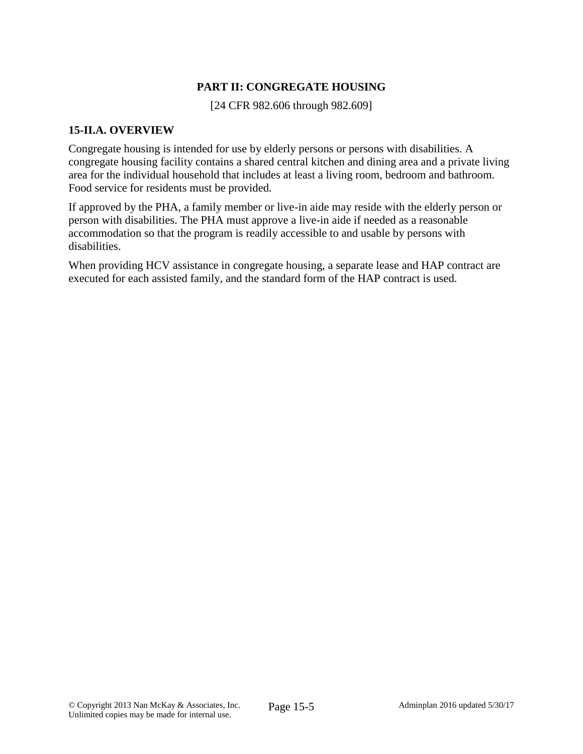## PART II: CONGREGATE HOUSING

[24 CFR 982.606 through 982.609]

### 15-II.A. OVERVIEW

Congregate housing is intended for use by elderly persons or persons with disabilities. A congregate housing facility contains a shared central kitchen and dining area and a private living area for the individual household that includes at least a living room, bedroom and bathroom. Food service for residents must be provided.

If approved by the PHA, a family member or live-in aide may reside with the elderly person or person with disabilities. The PHA must approve a live-in aide if needed as a reasonable accommodation so that the program is readily accessible to and usable by persons with disabilities.

When providing HCV assistance in congregate housing, a separate lease and HAP contract are executed for each assisted family, and the standard form of the HAP contract is used.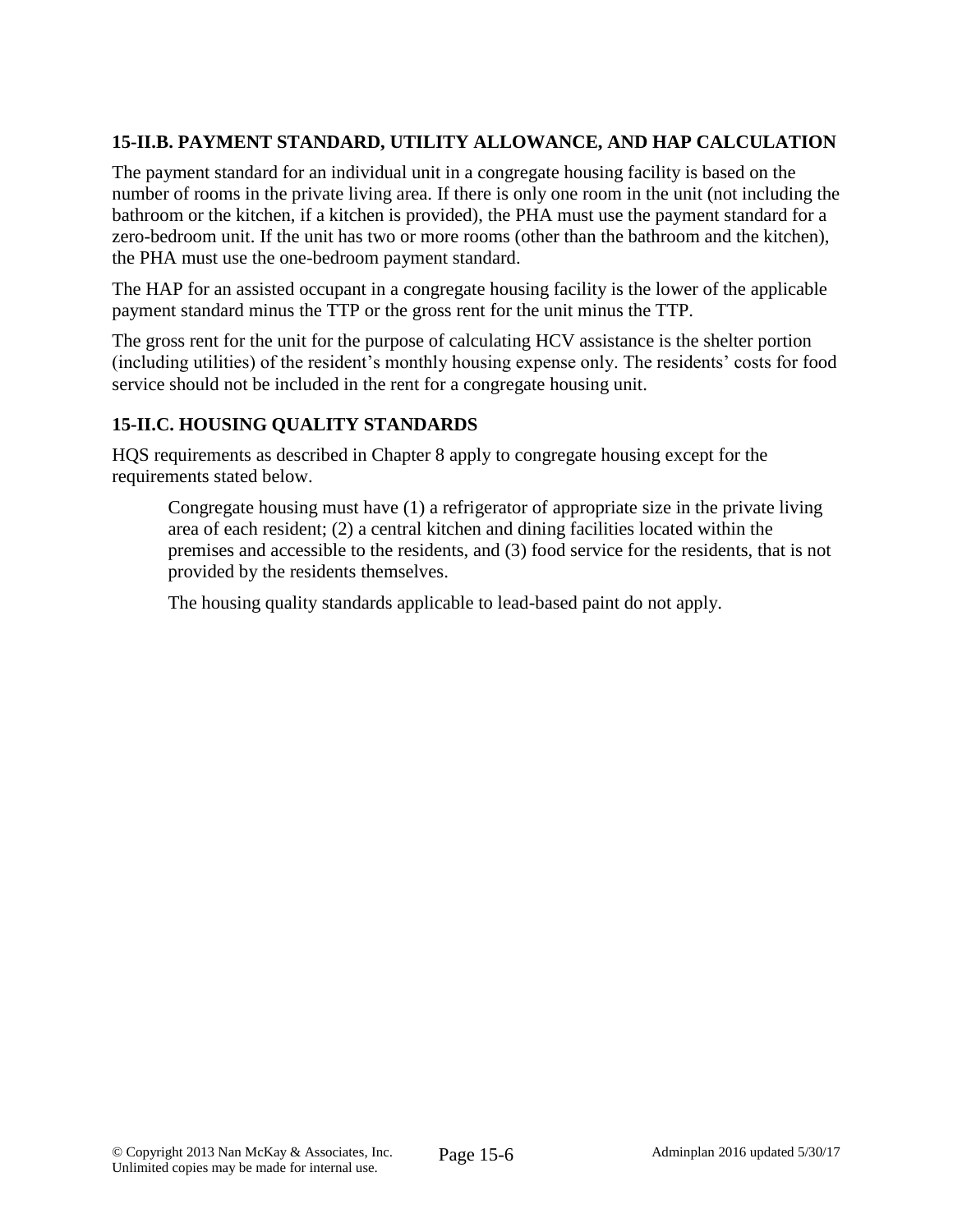### 15-II.B. PAYMENT STANDARD, UTILITY ALLOWANCE, AND HAP CALCULATION

The payment standard for an individual unit in a congregate housing facility is based on the number of rooms in the private living area. If there is only one room in the unit (not including the bathroom or the kitchen, if a kitchen is provided), the PHA must use the payment standard for a zero-bedroom unit. If the unit has two or more rooms (other than the bathroom and the kitchen), the PHA must use the one-bedroom payment standard.

The HAP for an assisted occupant in a congregate housing facility is the lower of the applicable payment standard minus the TTP or the gross rent for the unit minus the TTP.

The gross rent for the unit for the purpose of calculating HCV assistance is the shelter portion (including utilities) of the resident's monthly housing expense only. The residents' costs for food service should not be included in the rent for a congregate housing unit.

### 15-II.C. HOUSING QUALITY STANDARDS

HQS requirements as described in Chapter 8 apply to congregate housing except for the requirements stated below.

> Congregate housing must have (1) a refrigerator of appropriate size in the private living area of each resident; (2) a central kitchen and dining facilities located within the premises and accessible to the residents, and (3) food service for the residents, that is not provided by the residents themselves.
>
> The housing quality standards applicable to lead-based paint do not apply.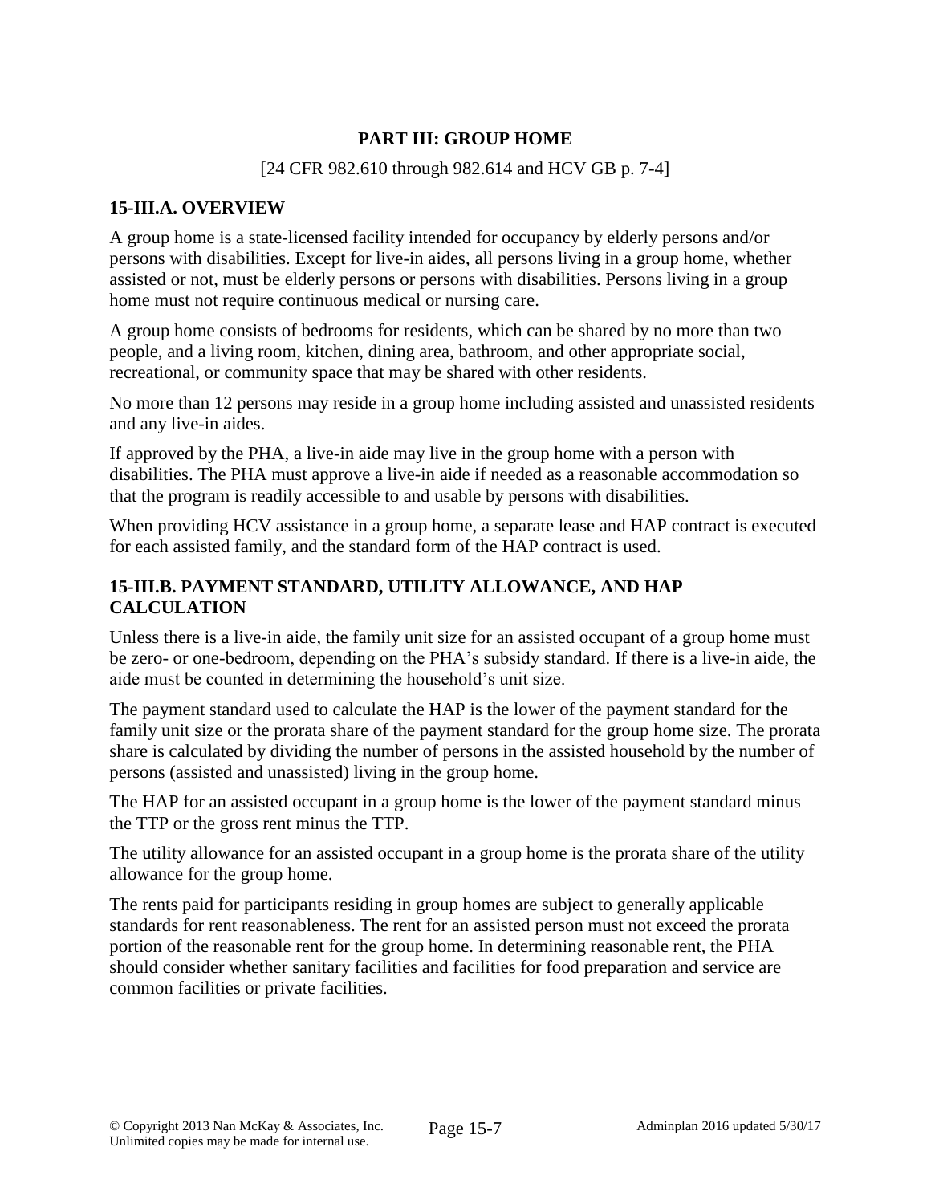## PART III: GROUP HOME

[24 CFR 982.610 through 982.614 and HCV GB p. 7-4]

### 15-III.A. OVERVIEW

A group home is a state-licensed facility intended for occupancy by elderly persons and/or persons with disabilities. Except for live-in aides, all persons living in a group home, whether assisted or not, must be elderly persons or persons with disabilities. Persons living in a group home must not require continuous medical or nursing care.

A group home consists of bedrooms for residents, which can be shared by no more than two people, and a living room, kitchen, dining area, bathroom, and other appropriate social, recreational, or community space that may be shared with other residents.

No more than 12 persons may reside in a group home including assisted and unassisted residents and any live-in aides.

If approved by the PHA, a live-in aide may live in the group home with a person with disabilities. The PHA must approve a live-in aide if needed as a reasonable accommodation so that the program is readily accessible to and usable by persons with disabilities.

When providing HCV assistance in a group home, a separate lease and HAP contract is executed for each assisted family, and the standard form of the HAP contract is used.

### 15-III.B. PAYMENT STANDARD, UTILITY ALLOWANCE, AND HAP CALCULATION

Unless there is a live-in aide, the family unit size for an assisted occupant of a group home must be zero- or one-bedroom, depending on the PHA's subsidy standard. If there is a live-in aide, the aide must be counted in determining the household's unit size.

The payment standard used to calculate the HAP is the lower of the payment standard for the family unit size or the prorata share of the payment standard for the group home size. The prorata share is calculated by dividing the number of persons in the assisted household by the number of persons (assisted and unassisted) living in the group home.

The HAP for an assisted occupant in a group home is the lower of the payment standard minus the TTP or the gross rent minus the TTP.

The utility allowance for an assisted occupant in a group home is the prorata share of the utility allowance for the group home.

The rents paid for participants residing in group homes are subject to generally applicable standards for rent reasonableness. The rent for an assisted person must not exceed the prorata portion of the reasonable rent for the group home. In determining reasonable rent, the PHA should consider whether sanitary facilities and facilities for food preparation and service are common facilities or private facilities.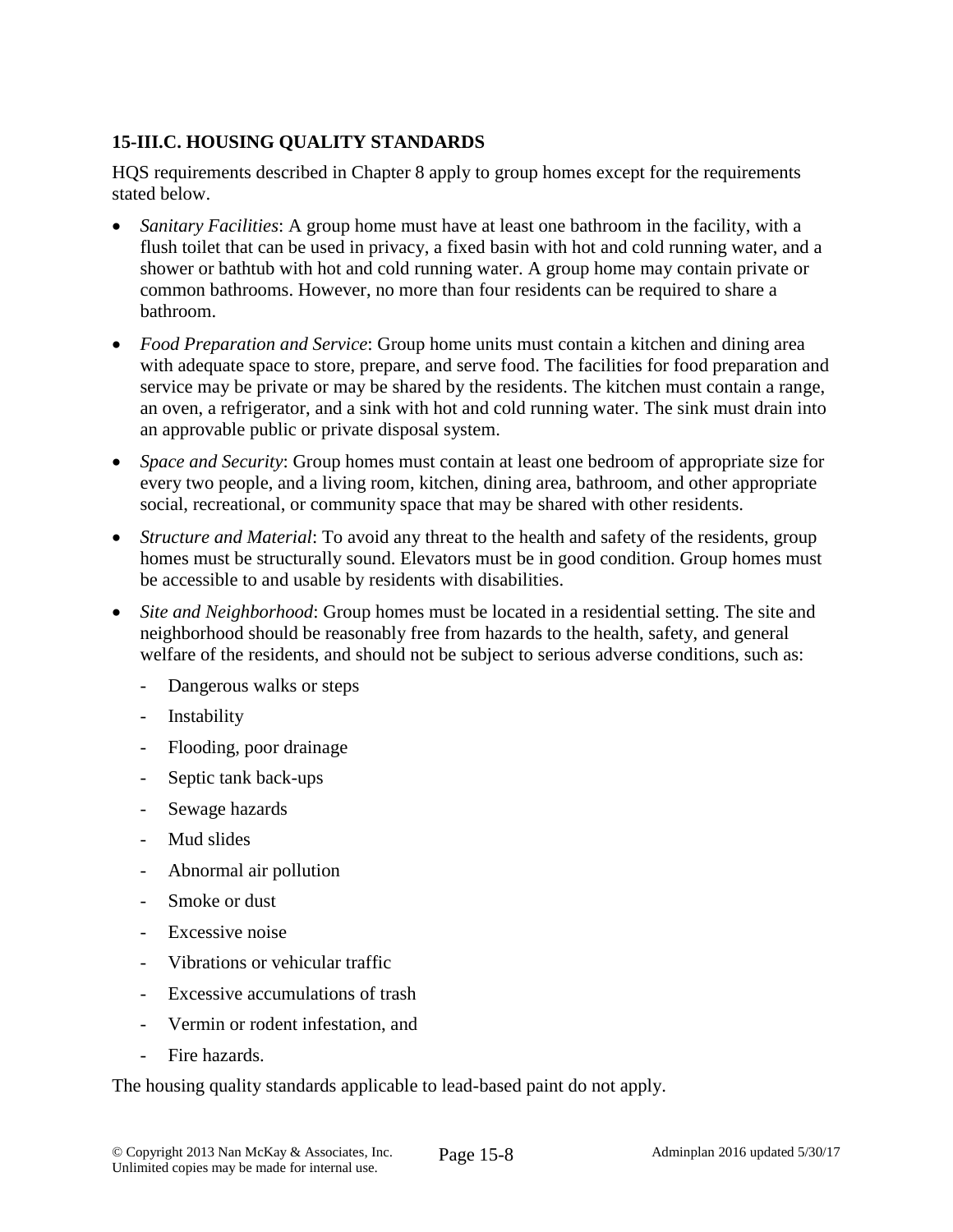### 15-III.C. HOUSING QUALITY STANDARDS

HQS requirements described in Chapter 8 apply to group homes except for the requirements stated below.

- *Sanitary Facilities*: A group home must have at least one bathroom in the facility, with a flush toilet that can be used in privacy, a fixed basin with hot and cold running water, and a shower or bathtub with hot and cold running water. A group home may contain private or common bathrooms. However, no more than four residents can be required to share a bathroom.
- *Food Preparation and Service*: Group home units must contain a kitchen and dining area with adequate space to store, prepare, and serve food. The facilities for food preparation and service may be private or may be shared by the residents. The kitchen must contain a range, an oven, a refrigerator, and a sink with hot and cold running water. The sink must drain into an approvable public or private disposal system.
- *Space and Security*: Group homes must contain at least one bedroom of appropriate size for every two people, and a living room, kitchen, dining area, bathroom, and other appropriate social, recreational, or community space that may be shared with other residents.
- *Structure and Material*: To avoid any threat to the health and safety of the residents, group homes must be structurally sound. Elevators must be in good condition. Group homes must be accessible to and usable by residents with disabilities.
- *Site and Neighborhood*: Group homes must be located in a residential setting. The site and neighborhood should be reasonably free from hazards to the health, safety, and general welfare of the residents, and should not be subject to serious adverse conditions, such as:
  - Dangerous walks or steps
  - Instability
  - Flooding, poor drainage
  - Septic tank back-ups
  - Sewage hazards
  - Mud slides
  - Abnormal air pollution
  - Smoke or dust
  - Excessive noise
  - Vibrations or vehicular traffic
  - Excessive accumulations of trash
  - Vermin or rodent infestation, and
  - Fire hazards.

The housing quality standards applicable to lead-based paint do not apply.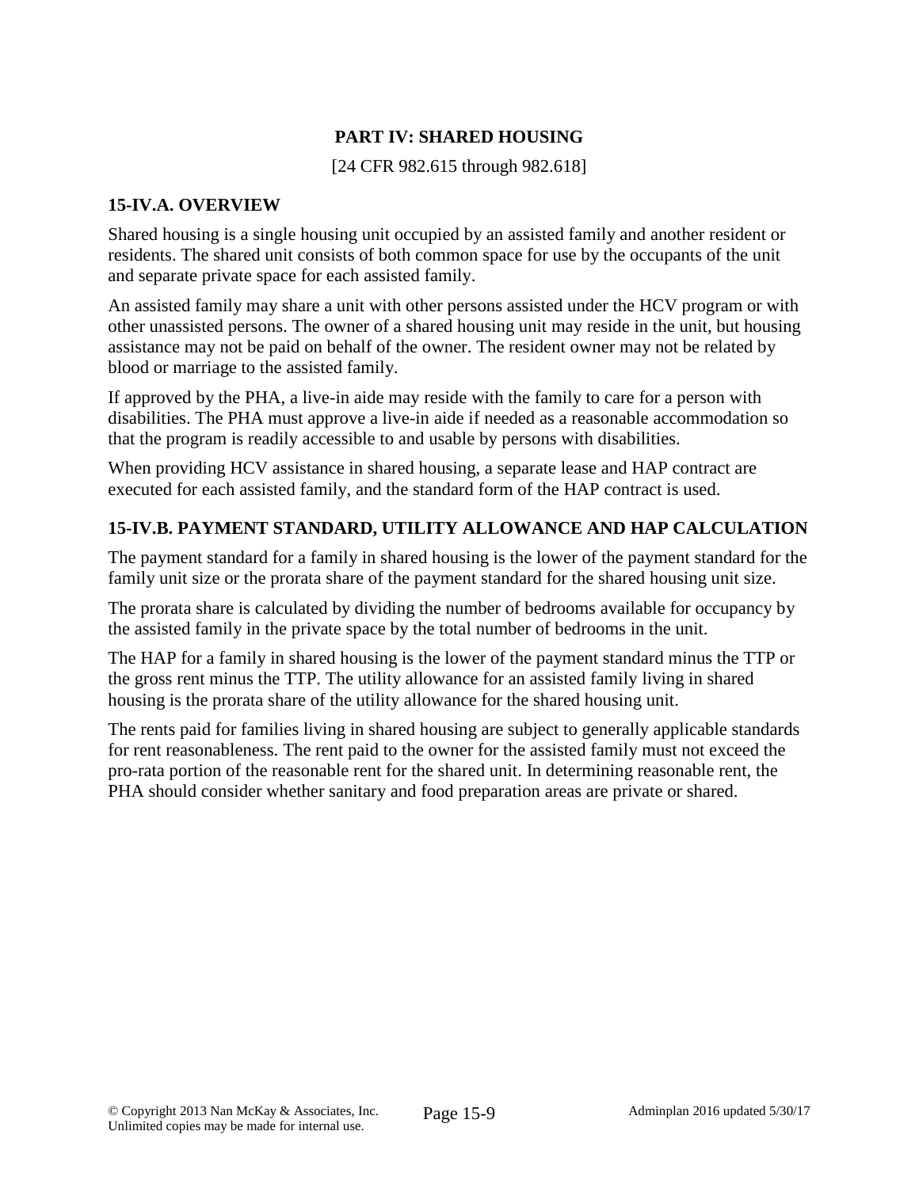## PART IV: SHARED HOUSING

[24 CFR 982.615 through 982.618]

### 15-IV.A. OVERVIEW

Shared housing is a single housing unit occupied by an assisted family and another resident or residents. The shared unit consists of both common space for use by the occupants of the unit and separate private space for each assisted family.

An assisted family may share a unit with other persons assisted under the HCV program or with other unassisted persons. The owner of a shared housing unit may reside in the unit, but housing assistance may not be paid on behalf of the owner. The resident owner may not be related by blood or marriage to the assisted family.

If approved by the PHA, a live-in aide may reside with the family to care for a person with disabilities. The PHA must approve a live-in aide if needed as a reasonable accommodation so that the program is readily accessible to and usable by persons with disabilities.

When providing HCV assistance in shared housing, a separate lease and HAP contract are executed for each assisted family, and the standard form of the HAP contract is used.

### 15-IV.B. PAYMENT STANDARD, UTILITY ALLOWANCE AND HAP CALCULATION

The payment standard for a family in shared housing is the lower of the payment standard for the family unit size or the prorata share of the payment standard for the shared housing unit size.

The prorata share is calculated by dividing the number of bedrooms available for occupancy by the assisted family in the private space by the total number of bedrooms in the unit.

The HAP for a family in shared housing is the lower of the payment standard minus the TTP or the gross rent minus the TTP. The utility allowance for an assisted family living in shared housing is the prorata share of the utility allowance for the shared housing unit.

The rents paid for families living in shared housing are subject to generally applicable standards for rent reasonableness. The rent paid to the owner for the assisted family must not exceed the pro-rata portion of the reasonable rent for the shared unit. In determining reasonable rent, the PHA should consider whether sanitary and food preparation areas are private or shared.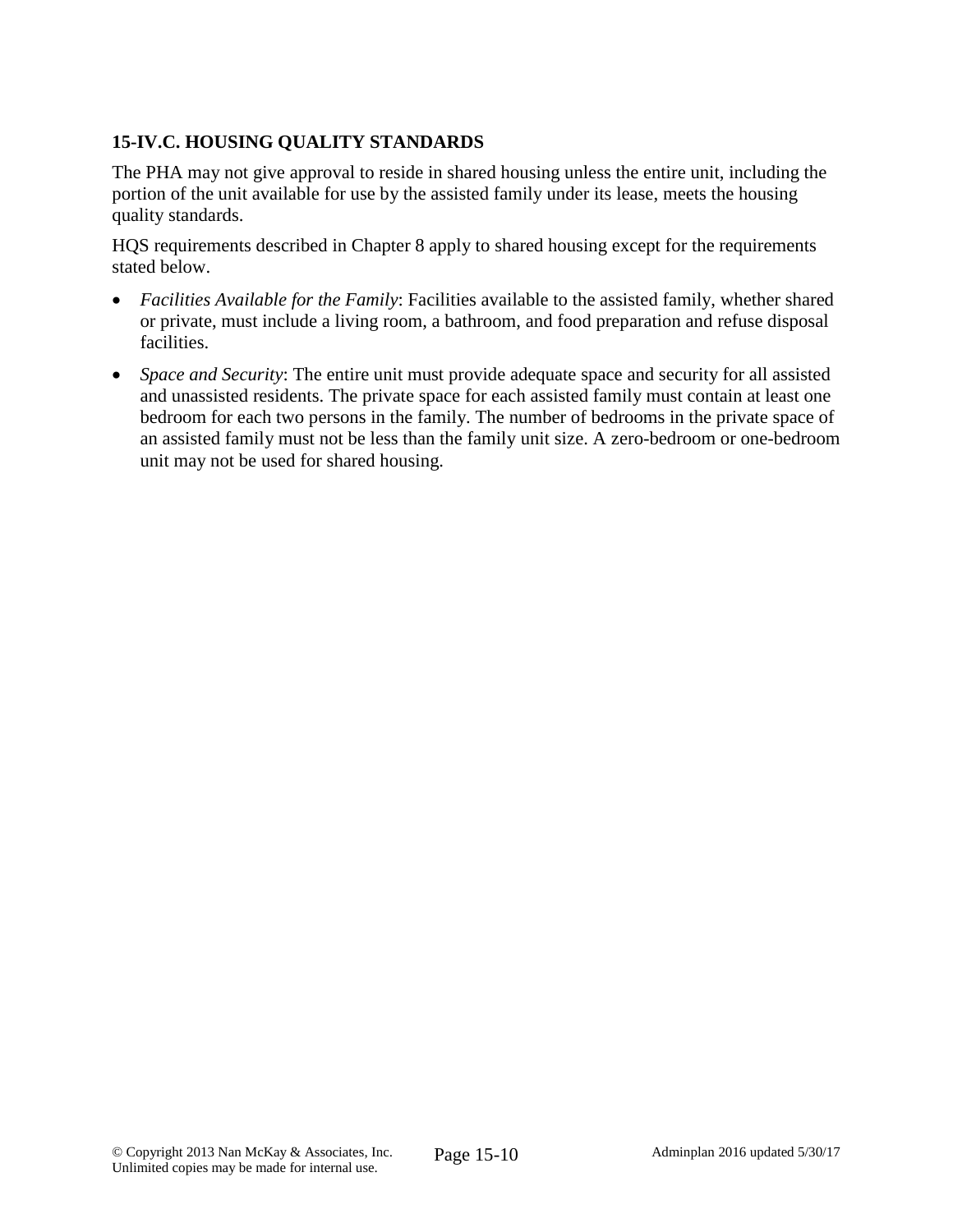### 15-IV.C. HOUSING QUALITY STANDARDS

The PHA may not give approval to reside in shared housing unless the entire unit, including the portion of the unit available for use by the assisted family under its lease, meets the housing quality standards.

HQS requirements described in Chapter 8 apply to shared housing except for the requirements stated below.

- *Facilities Available for the Family*: Facilities available to the assisted family, whether shared or private, must include a living room, a bathroom, and food preparation and refuse disposal facilities.
- *Space and Security*: The entire unit must provide adequate space and security for all assisted and unassisted residents. The private space for each assisted family must contain at least one bedroom for each two persons in the family. The number of bedrooms in the private space of an assisted family must not be less than the family unit size. A zero-bedroom or one-bedroom unit may not be used for shared housing.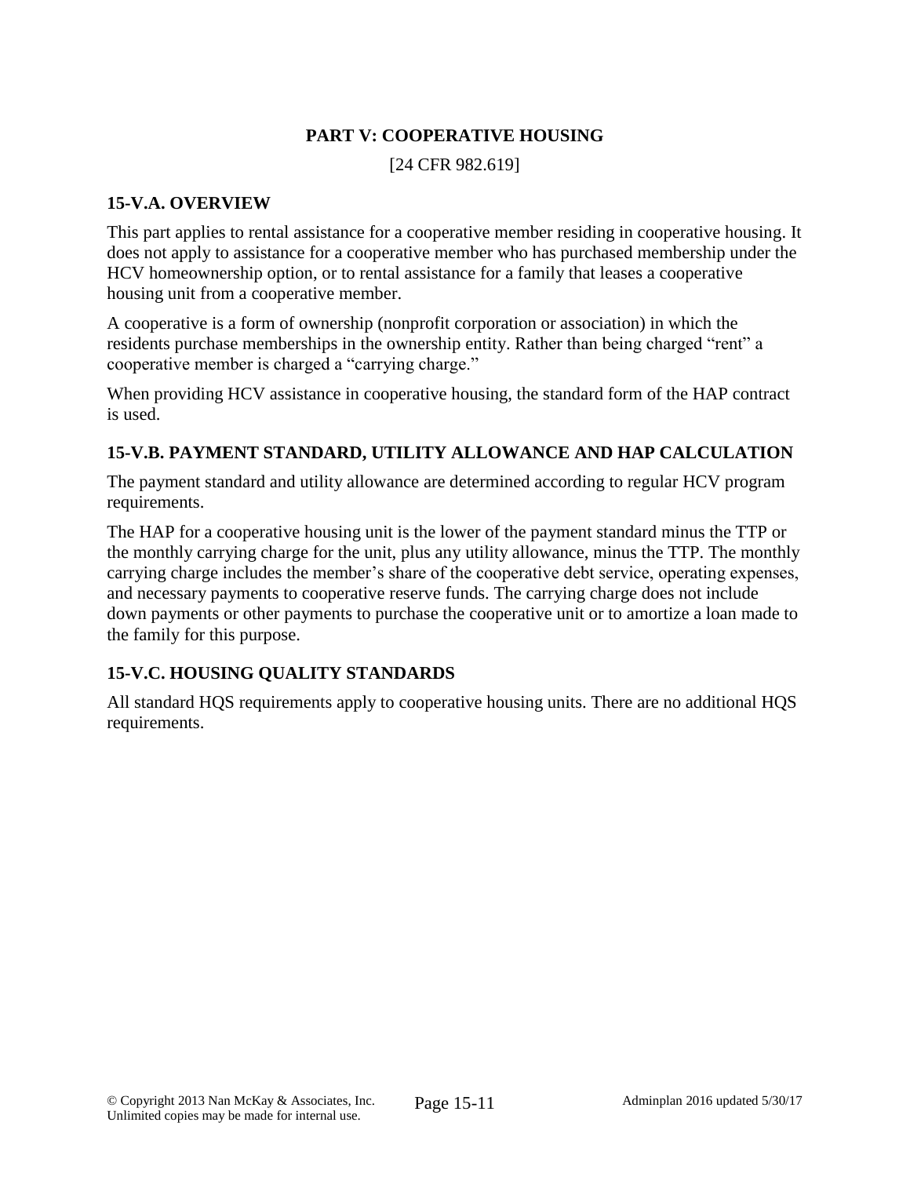## PART V: COOPERATIVE HOUSING

[24 CFR 982.619]

### 15-V.A. OVERVIEW

This part applies to rental assistance for a cooperative member residing in cooperative housing. It does not apply to assistance for a cooperative member who has purchased membership under the HCV homeownership option, or to rental assistance for a family that leases a cooperative housing unit from a cooperative member.

A cooperative is a form of ownership (nonprofit corporation or association) in which the residents purchase memberships in the ownership entity. Rather than being charged "rent" a cooperative member is charged a "carrying charge."

When providing HCV assistance in cooperative housing, the standard form of the HAP contract is used.

### 15-V.B. PAYMENT STANDARD, UTILITY ALLOWANCE AND HAP CALCULATION

The payment standard and utility allowance are determined according to regular HCV program requirements.

The HAP for a cooperative housing unit is the lower of the payment standard minus the TTP or the monthly carrying charge for the unit, plus any utility allowance, minus the TTP. The monthly carrying charge includes the member's share of the cooperative debt service, operating expenses, and necessary payments to cooperative reserve funds. The carrying charge does not include down payments or other payments to purchase the cooperative unit or to amortize a loan made to the family for this purpose.

### 15-V.C. HOUSING QUALITY STANDARDS

All standard HQS requirements apply to cooperative housing units. There are no additional HQS requirements.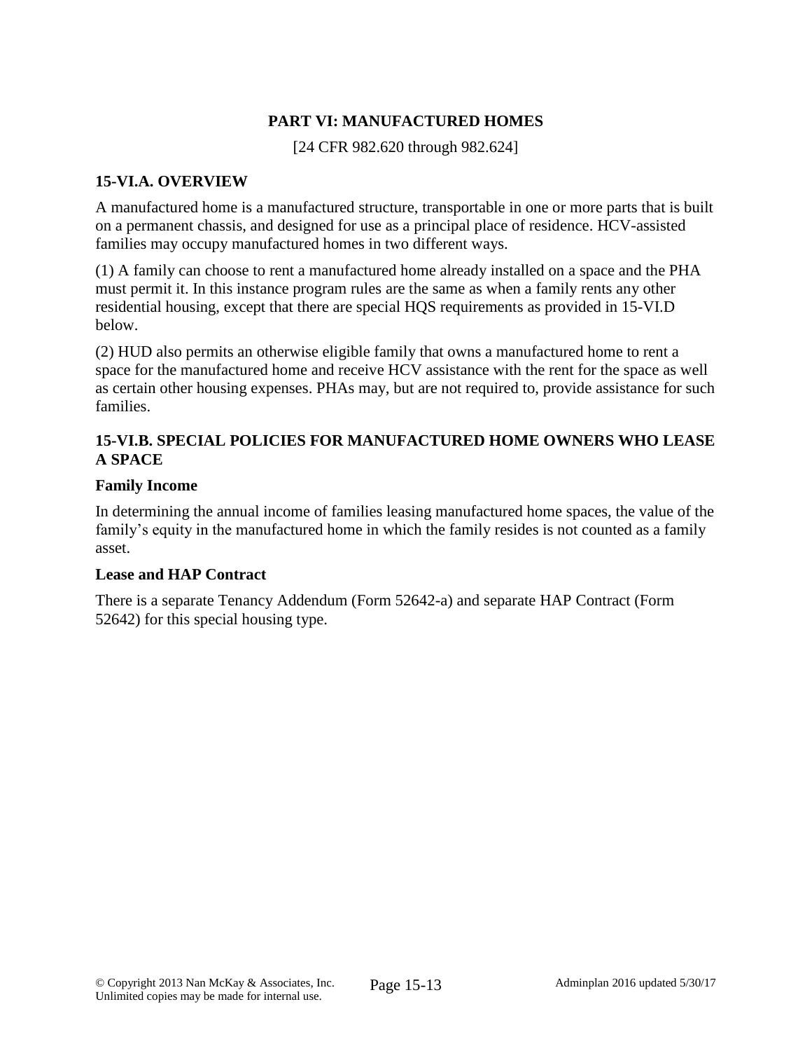## PART VI: MANUFACTURED HOMES

[24 CFR 982.620 through 982.624]

### 15-VI.A. OVERVIEW

A manufactured home is a manufactured structure, transportable in one or more parts that is built on a permanent chassis, and designed for use as a principal place of residence. HCV-assisted families may occupy manufactured homes in two different ways.

(1) A family can choose to rent a manufactured home already installed on a space and the PHA must permit it. In this instance program rules are the same as when a family rents any other residential housing, except that there are special HQS requirements as provided in 15-VI.D below.

(2) HUD also permits an otherwise eligible family that owns a manufactured home to rent a space for the manufactured home and receive HCV assistance with the rent for the space as well as certain other housing expenses. PHAs may, but are not required to, provide assistance for such families.

### 15-VI.B. SPECIAL POLICIES FOR MANUFACTURED HOME OWNERS WHO LEASE A SPACE

**Family Income**

In determining the annual income of families leasing manufactured home spaces, the value of the family's equity in the manufactured home in which the family resides is not counted as a family asset.

**Lease and HAP Contract**

There is a separate Tenancy Addendum (Form 52642-a) and separate HAP Contract (Form 52642) for this special housing type.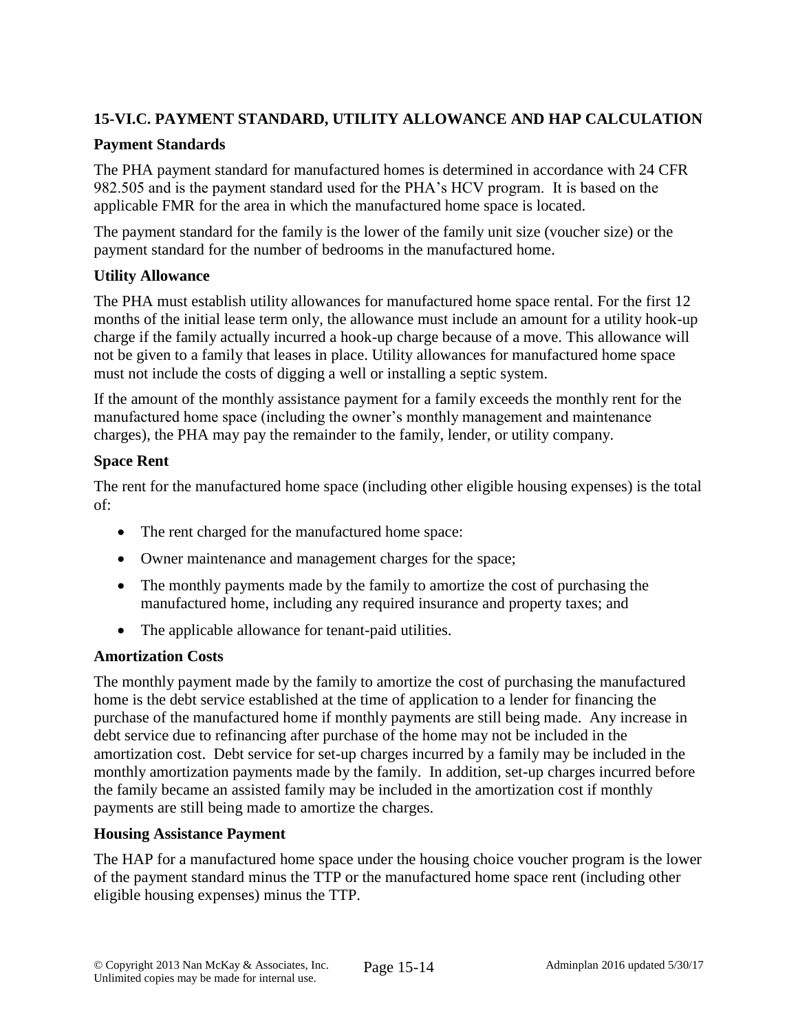## 15-VI.C. PAYMENT STANDARD, UTILITY ALLOWANCE AND HAP CALCULATION

### Payment Standards

The PHA payment standard for manufactured homes is determined in accordance with 24 CFR 982.505 and is the payment standard used for the PHA's HCV program. It is based on the applicable FMR for the area in which the manufactured home space is located.

The payment standard for the family is the lower of the family unit size (voucher size) or the payment standard for the number of bedrooms in the manufactured home.

### Utility Allowance

The PHA must establish utility allowances for manufactured home space rental. For the first 12 months of the initial lease term only, the allowance must include an amount for a utility hook-up charge if the family actually incurred a hook-up charge because of a move. This allowance will not be given to a family that leases in place. Utility allowances for manufactured home space must not include the costs of digging a well or installing a septic system.

If the amount of the monthly assistance payment for a family exceeds the monthly rent for the manufactured home space (including the owner's monthly management and maintenance charges), the PHA may pay the remainder to the family, lender, or utility company.

### Space Rent

The rent for the manufactured home space (including other eligible housing expenses) is the total of:

- The rent charged for the manufactured home space:
- Owner maintenance and management charges for the space;
- The monthly payments made by the family to amortize the cost of purchasing the manufactured home, including any required insurance and property taxes; and
- The applicable allowance for tenant-paid utilities.

### Amortization Costs

The monthly payment made by the family to amortize the cost of purchasing the manufactured home is the debt service established at the time of application to a lender for financing the purchase of the manufactured home if monthly payments are still being made. Any increase in debt service due to refinancing after purchase of the home may not be included in the amortization cost. Debt service for set-up charges incurred by a family may be included in the monthly amortization payments made by the family. In addition, set-up charges incurred before the family became an assisted family may be included in the amortization cost if monthly payments are still being made to amortize the charges.

### Housing Assistance Payment

The HAP for a manufactured home space under the housing choice voucher program is the lower of the payment standard minus the TTP or the manufactured home space rent (including other eligible housing expenses) minus the TTP.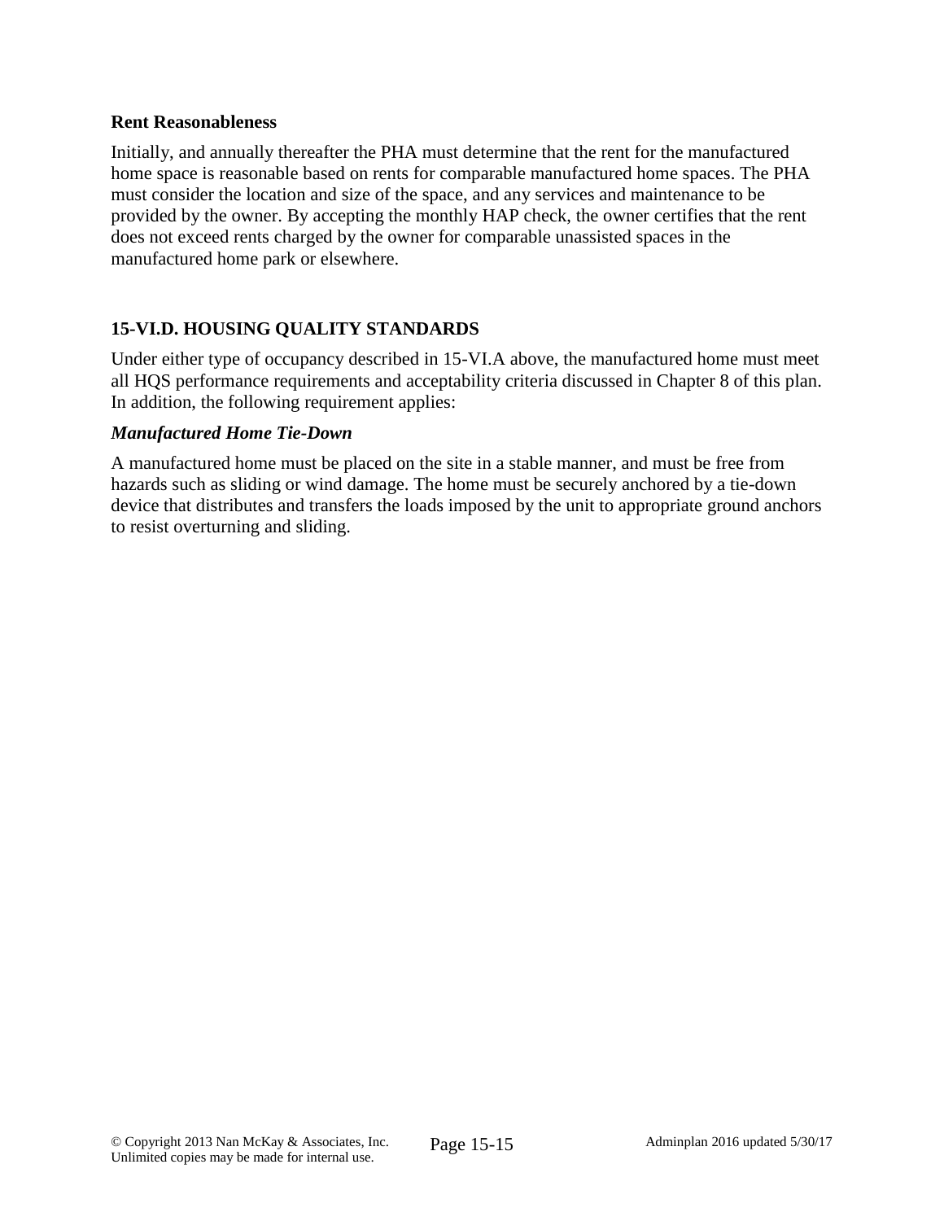**Rent Reasonableness**

Initially, and annually thereafter the PHA must determine that the rent for the manufactured home space is reasonable based on rents for comparable manufactured home spaces. The PHA must consider the location and size of the space, and any services and maintenance to be provided by the owner. By accepting the monthly HAP check, the owner certifies that the rent does not exceed rents charged by the owner for comparable unassisted spaces in the manufactured home park or elsewhere.

## 15-VI.D. HOUSING QUALITY STANDARDS

Under either type of occupancy described in 15-VI.A above, the manufactured home must meet all HQS performance requirements and acceptability criteria discussed in Chapter 8 of this plan. In addition, the following requirement applies:

***Manufactured Home Tie-Down***

A manufactured home must be placed on the site in a stable manner, and must be free from hazards such as sliding or wind damage. The home must be securely anchored by a tie-down device that distributes and transfers the loads imposed by the unit to appropriate ground anchors to resist overturning and sliding.